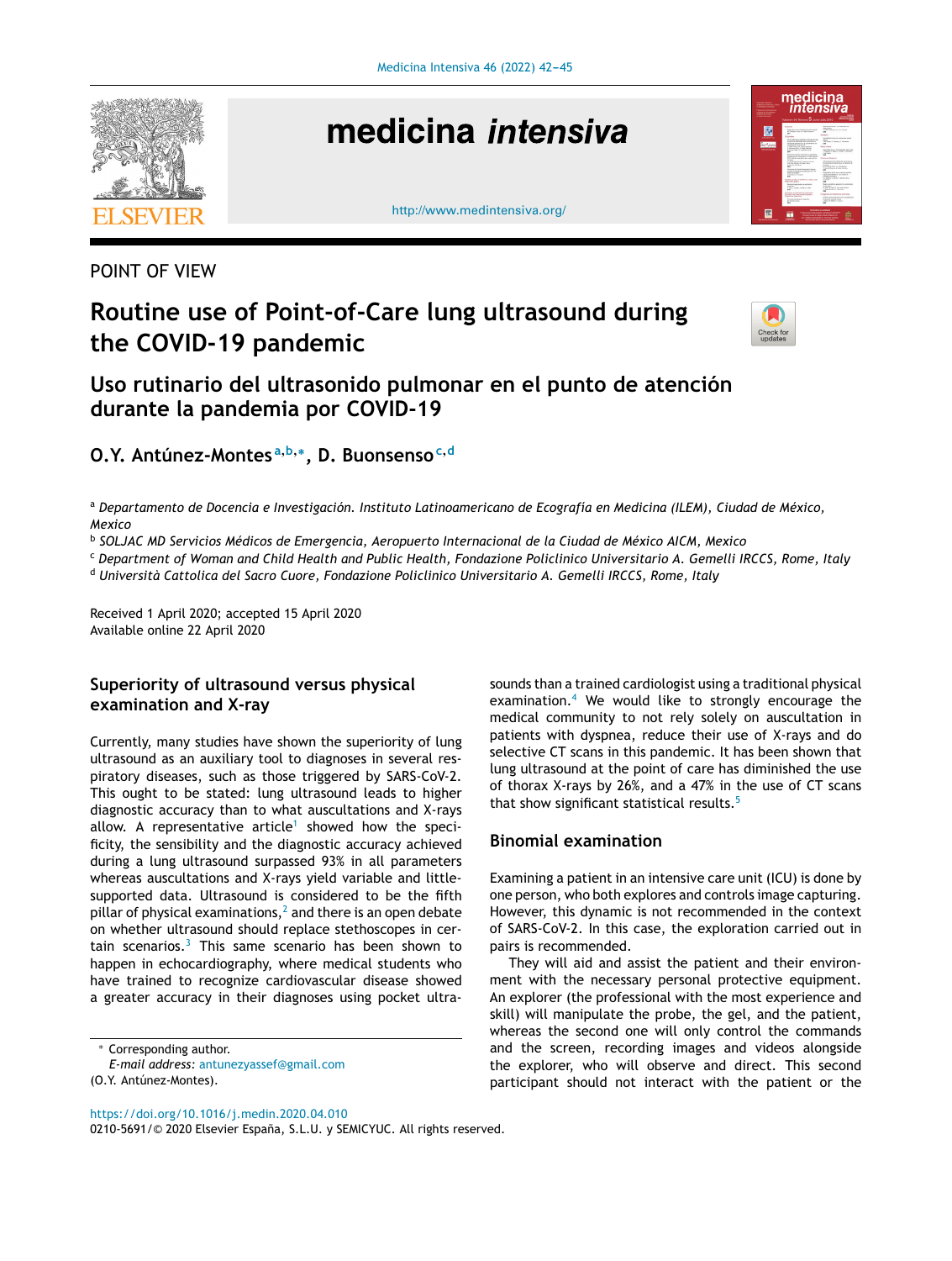POINT OF VIEW

# Routine use of Point-of-Care lung ultrasound during the COVID-19 pandemic

## Uso rutinario del ultrasonido pulmonar en el punto de atención durante la pandemia por COVID-19

**O.Y. Antúnez-Montes**[a,b,*], **D. Buonsenso**[c,d]

[a] *Departamento de Docencia e Investigación. Instituto Latinoamericano de Ecografía en Medicina (ILEM), Ciudad de México, Mexico*
[b] *SOLJAC MD Servicios Médicos de Emergencia, Aeropuerto Internacional de la Ciudad de México AICM, Mexico*
[c] *Department of Woman and Child Health and Public Health, Fondazione Policlinico Universitario A. Gemelli IRCCS, Rome, Italy*
[d] *Università Cattolica del Sacro Cuore, Fondazione Policlinico Universitario A. Gemelli IRCCS, Rome, Italy*

Received 1 April 2020; accepted 15 April 2020
Available online 22 April 2020

### Superiority of ultrasound versus physical examination and X-ray

Currently, many studies have shown the superiority of lung ultrasound as an auxiliary tool to diagnoses in several respiratory diseases, such as those triggered by SARS-CoV-2. This ought to be stated: lung ultrasound leads to higher diagnostic accuracy than to what auscultations and X-rays allow. A representative article[1] showed how the specificity, the sensibility and the diagnostic accuracy achieved during a lung ultrasound surpassed 93% in all parameters whereas auscultations and X-rays yield variable and little-supported data. Ultrasound is considered to be the fifth pillar of physical examinations,[2] and there is an open debate on whether ultrasound should replace stethoscopes in certain scenarios.[3] This same scenario has been shown to happen in echocardiography, where medical students who have trained to recognize cardiovascular disease showed a greater accuracy in their diagnoses using pocket ultrasounds than a trained cardiologist using a traditional physical examination.[4] We would like to strongly encourage the medical community to not rely solely on auscultation in patients with dyspnea, reduce their use of X-rays and do selective CT scans in this pandemic. It has been shown that lung ultrasound at the point of care has diminished the use of thorax X-rays by 26%, and a 47% in the use of CT scans that show significant statistical results.[5]

### Binomial examination

Examining a patient in an intensive care unit (ICU) is done by one person, who both explores and controls image capturing. However, this dynamic is not recommended in the context of SARS-CoV-2. In this case, the exploration carried out in pairs is recommended.

They will aid and assist the patient and their environment with the necessary personal protective equipment. An explorer (the professional with the most experience and skill) will manipulate the probe, the gel, and the patient, whereas the second one will only control the commands and the screen, recording images and videos alongside the explorer, who will observe and direct. This second participant should not interact with the patient or the

\* Corresponding author.
*E-mail address:* antunezyassef@gmail.com
(O.Y. Antúnez-Montes).

https://doi.org/10.1016/j.medin.2020.04.010
0210-5691/© 2020 Elsevier España, S.L.U. y SEMICYUC. All rights reserved.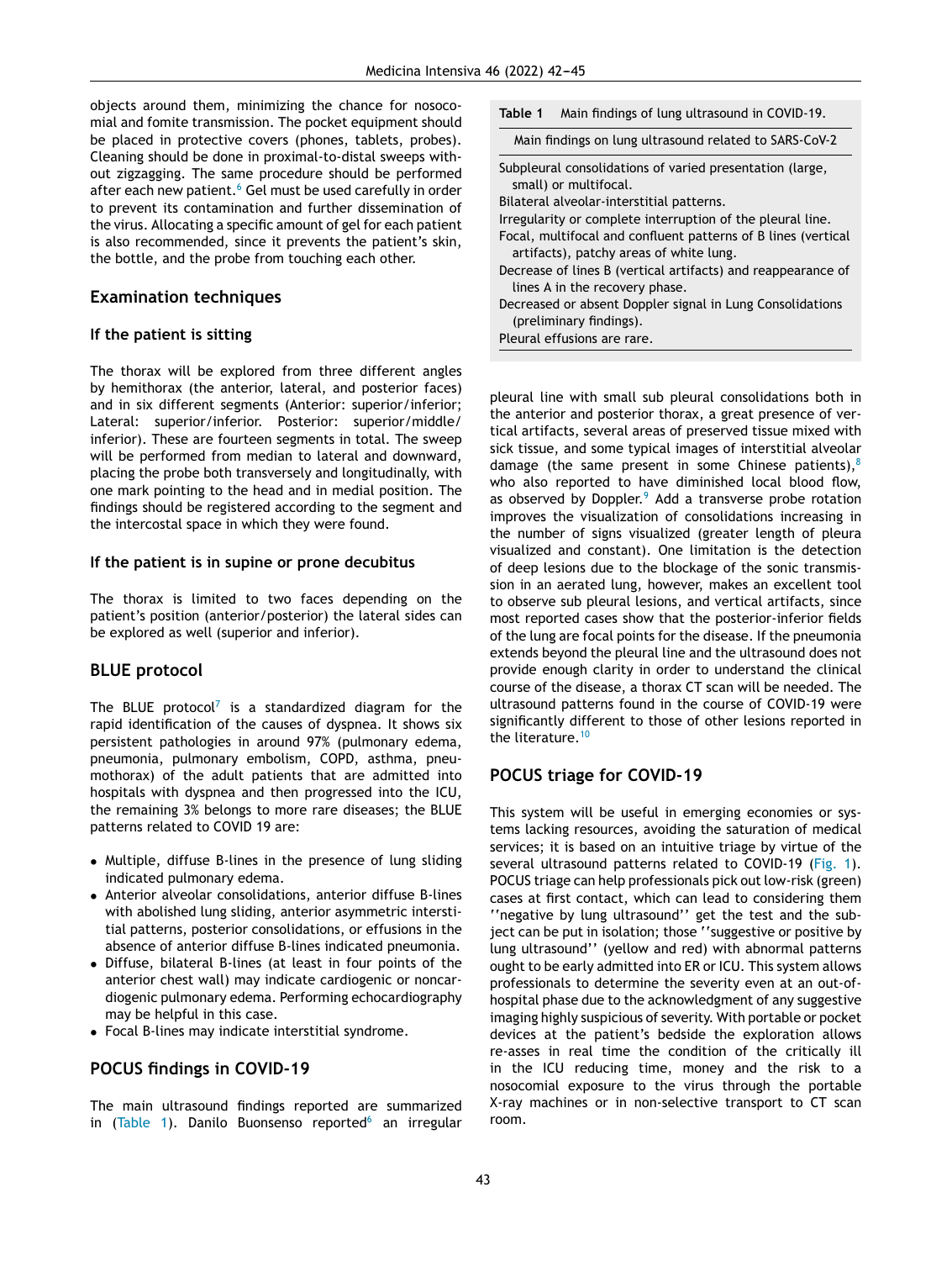objects around them, minimizing the chance for nosocomial and fomite transmission. The pocket equipment should be placed in protective covers (phones, tablets, probes). Cleaning should be done in proximal-to-distal sweeps without zigzagging. The same procedure should be performed after each new patient.[6] Gel must be used carefully in order to prevent its contamination and further dissemination of the virus. Allocating a specific amount of gel for each patient is also recommended, since it prevents the patient's skin, the bottle, and the probe from touching each other.

## Examination techniques

### If the patient is sitting

The thorax will be explored from three different angles by hemithorax (the anterior, lateral, and posterior faces) and in six different segments (Anterior: superior/inferior; Lateral: superior/inferior. Posterior: superior/middle/inferior). These are fourteen segments in total. The sweep will be performed from median to lateral and downward, placing the probe both transversely and longitudinally, with one mark pointing to the head and in medial position. The findings should be registered according to the segment and the intercostal space in which they were found.

### If the patient is in supine or prone decubitus

The thorax is limited to two faces depending on the patient's position (anterior/posterior) the lateral sides can be explored as well (superior and inferior).

## BLUE protocol

The BLUE protocol[7] is a standardized diagram for the rapid identification of the causes of dyspnea. It shows six persistent pathologies in around 97% (pulmonary edema, pneumonia, pulmonary embolism, COPD, asthma, pneumothorax) of the adult patients that are admitted into hospitals with dyspnea and then progressed into the ICU, the remaining 3% belongs to more rare diseases; the BLUE patterns related to COVID 19 are:

- Multiple, diffuse B-lines in the presence of lung sliding indicated pulmonary edema.
- Anterior alveolar consolidations, anterior diffuse B-lines with abolished lung sliding, anterior asymmetric interstitial patterns, posterior consolidations, or effusions in the absence of anterior diffuse B-lines indicated pneumonia.
- Diffuse, bilateral B-lines (at least in four points of the anterior chest wall) may indicate cardiogenic or noncardiogenic pulmonary edema. Performing echocardiography may be helpful in this case.
- Focal B-lines may indicate interstitial syndrome.

## POCUS findings in COVID-19

The main ultrasound findings reported are summarized in (Table 1). Danilo Buonsenso reported[6] an irregular pleural line with small sub pleural consolidations both in the anterior and posterior thorax, a great presence of vertical artifacts, several areas of preserved tissue mixed with sick tissue, and some typical images of interstitial alveolar damage (the same present in some Chinese patients),[8] who also reported to have diminished local blood flow, as observed by Doppler.[9] Add a transverse probe rotation improves the visualization of consolidations increasing in the number of signs visualized (greater length of pleura visualized and constant). One limitation is the detection of deep lesions due to the blockage of the sonic transmission in an aerated lung, however, makes an excellent tool to observe sub pleural lesions, and vertical artifacts, since most reported cases show that the posterior-inferior fields of the lung are focal points for the disease. If the pneumonia extends beyond the pleural line and the ultrasound does not provide enough clarity in order to understand the clinical course of the disease, a thorax CT scan will be needed. The ultrasound patterns found in the course of COVID-19 were significantly different to those of other lesions reported in the literature.[10]

**Table 1** Main findings of lung ultrasound in COVID-19.

| Main findings on lung ultrasound related to SARS-CoV-2 |
|---|
| Subpleural consolidations of varied presentation (large, small) or multifocal. |
| Bilateral alveolar-interstitial patterns. |
| Irregularity or complete interruption of the pleural line. |
| Focal, multifocal and confluent patterns of B lines (vertical artifacts), patchy areas of white lung. |
| Decrease of lines B (vertical artifacts) and reappearance of lines A in the recovery phase. |
| Decreased or absent Doppler signal in Lung Consolidations (preliminary findings). |
| Pleural effusions are rare. |

## POCUS triage for COVID-19

This system will be useful in emerging economies or systems lacking resources, avoiding the saturation of medical services; it is based on an intuitive triage by virtue of the several ultrasound patterns related to COVID-19 (Fig. 1). POCUS triage can help professionals pick out low-risk (green) cases at first contact, which can lead to considering them ''negative by lung ultrasound'' get the test and the subject can be put in isolation; those ''suggestive or positive by lung ultrasound'' (yellow and red) with abnormal patterns ought to be early admitted into ER or ICU. This system allows professionals to determine the severity even at an out-of-hospital phase due to the acknowledgment of any suggestive imaging highly suspicious of severity. With portable or pocket devices at the patient's bedside the exploration allows re-asses in real time the condition of the critically ill in the ICU reducing time, money and the risk to a nosocomial exposure to the virus through the portable X-ray machines or in non-selective transport to CT scan room.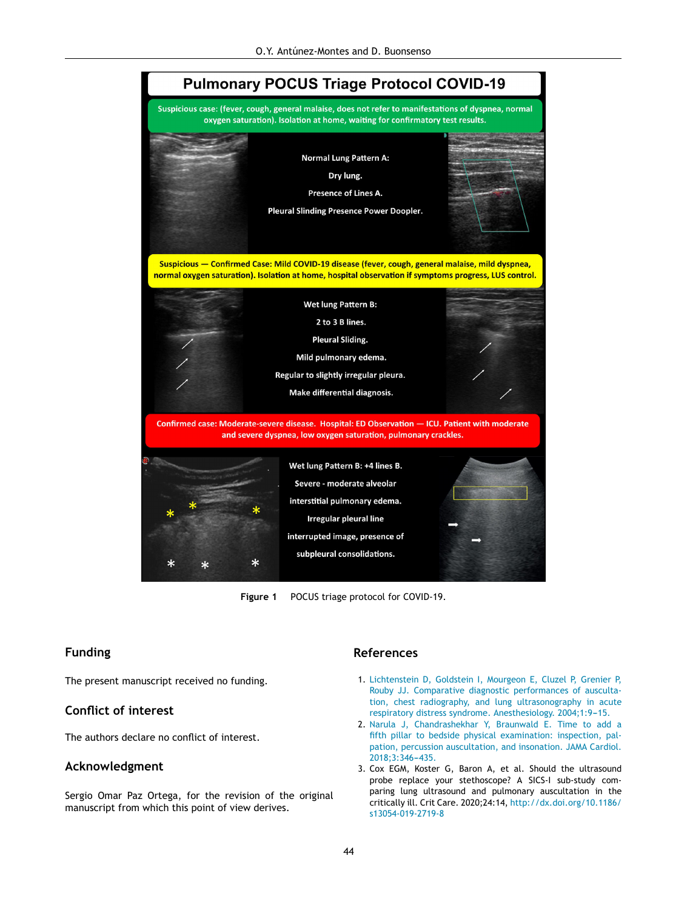# Pulmonary POCUS Triage Protocol COVID-19

Suspicious case: (fever, cough, general malaise, does not refer to manifestations of dyspnea, normal oxygen saturation). Isolation at home, waiting for confirmatory test results.

Normal Lung Pattern A:

Dry lung.

Presence of Lines A.

Pleural Slinding Presence Power Doopler.

Suspicious — Confirmed Case: Mild COVID-19 disease (fever, cough, general malaise, mild dyspnea, normal oxygen saturation). Isolation at home, hospital observation if symptoms progress, LUS control.

Wet lung Pattern B:

2 to 3 B lines.

Pleural Sliding.

Mild pulmonary edema.

Regular to slightly irregular pleura.

Make differential diagnosis.

Confirmed case: Moderate-severe disease. Hospital: ED Observation — ICU. Patient with moderate and severe dyspnea, low oxygen saturation, pulmonary crackles.

Wet lung Pattern B: +4 lines B.

Severe - moderate alveolar

interstitial pulmonary edema.

Irregular pleural line

interrupted image, presence of

subpleural consolidations.

**Figure 1** POCUS triage protocol for COVID-19.

## Funding

The present manuscript received no funding.

## Conflict of interest

The authors declare no conflict of interest.

## Acknowledgment

Sergio Omar Paz Ortega, for the revision of the original manuscript from which this point of view derives.

## References

1. Lichtenstein D, Goldstein I, Mourgeon E, Cluzel P, Grenier P, Rouby JJ. Comparative diagnostic performances of auscultation, chest radiography, and lung ultrasonography in acute respiratory distress syndrome. Anesthesiology. 2004;1:9–15.
2. Narula J, Chandrashekhar Y, Braunwald E. Time to add a fifth pillar to bedside physical examination: inspection, palpation, percussion auscultation, and insonation. JAMA Cardiol. 2018;3:346–435.
3. Cox EGM, Koster G, Baron A, et al. Should the ultrasound probe replace your stethoscope? A SICS-I sub-study comparing lung ultrasound and pulmonary auscultation in the critically ill. Crit Care. 2020;24:14, http://dx.doi.org/10.1186/s13054-019-2719-8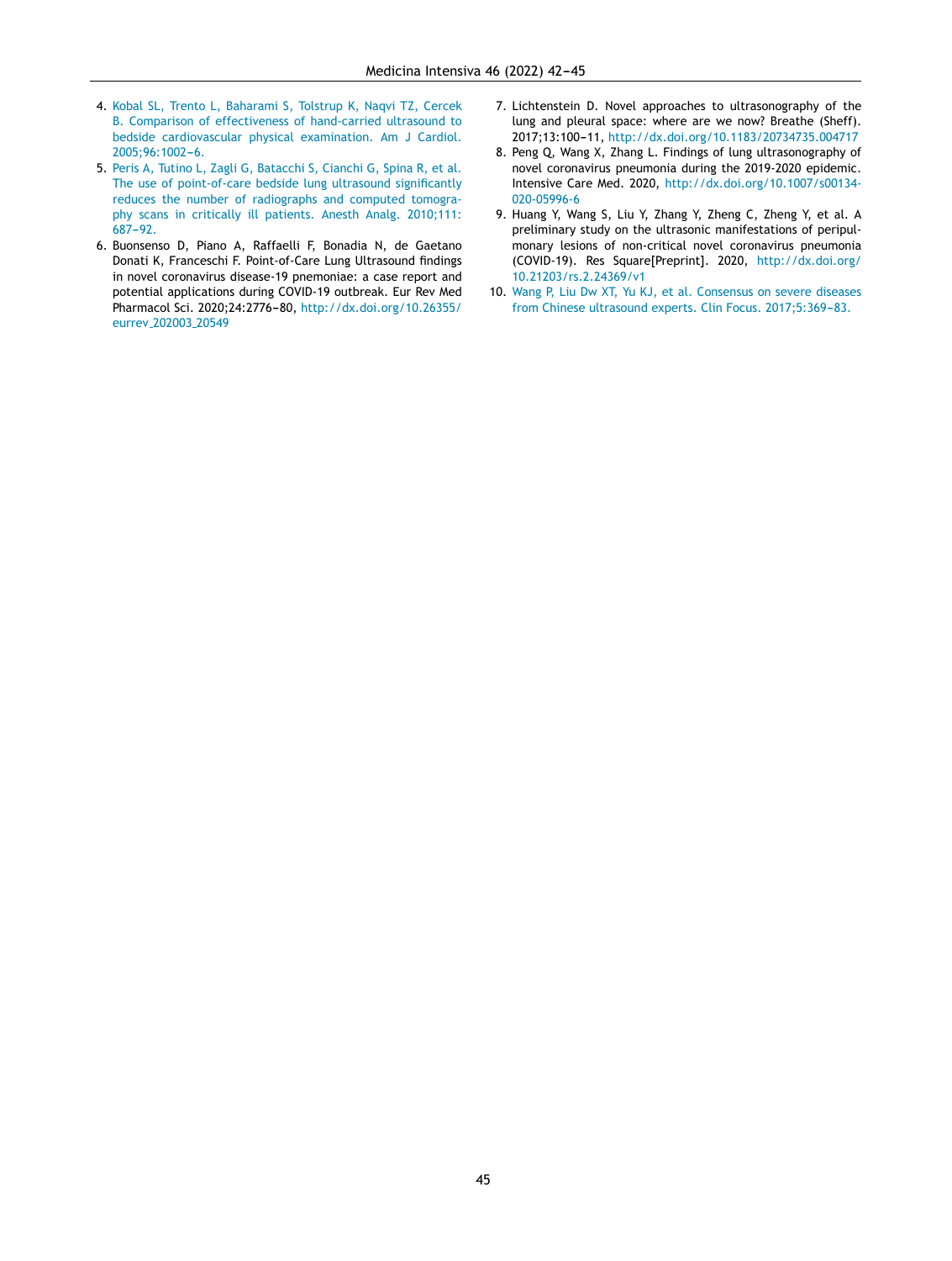4. Kobal SL, Trento L, Baharami S, Tolstrup K, Naqvi TZ, Cercek B. Comparison of effectiveness of hand-carried ultrasound to bedside cardiovascular physical examination. Am J Cardiol. 2005;96:1002–6.
5. Peris A, Tutino L, Zagli G, Batacchi S, Cianchi G, Spina R, et al. The use of point-of-care bedside lung ultrasound significantly reduces the number of radiographs and computed tomography scans in critically ill patients. Anesth Analg. 2010;111: 687–92.
6. Buonsenso D, Piano A, Raffaelli F, Bonadia N, de Gaetano Donati K, Franceschi F. Point-of-Care Lung Ultrasound findings in novel coronavirus disease-19 pnemoniae: a case report and potential applications during COVID-19 outbreak. Eur Rev Med Pharmacol Sci. 2020;24:2776–80, http://dx.doi.org/10.26355/eurrev_202003_20549
7. Lichtenstein D. Novel approaches to ultrasonography of the lung and pleural space: where are we now? Breathe (Sheff). 2017;13:100–11, http://dx.doi.org/10.1183/20734735.004717
8. Peng Q, Wang X, Zhang L. Findings of lung ultrasonography of novel coronavirus pneumonia during the 2019-2020 epidemic. Intensive Care Med. 2020, http://dx.doi.org/10.1007/s00134-020-05996-6
9. Huang Y, Wang S, Liu Y, Zhang Y, Zheng C, Zheng Y, et al. A preliminary study on the ultrasonic manifestations of peripulmonary lesions of non-critical novel coronavirus pneumonia (COVID-19). Res Square[Preprint]. 2020, http://dx.doi.org/10.21203/rs.2.24369/v1
10. Wang P, Liu Dw XT, Yu KJ, et al. Consensus on severe diseases from Chinese ultrasound experts. Clin Focus. 2017;5:369–83.